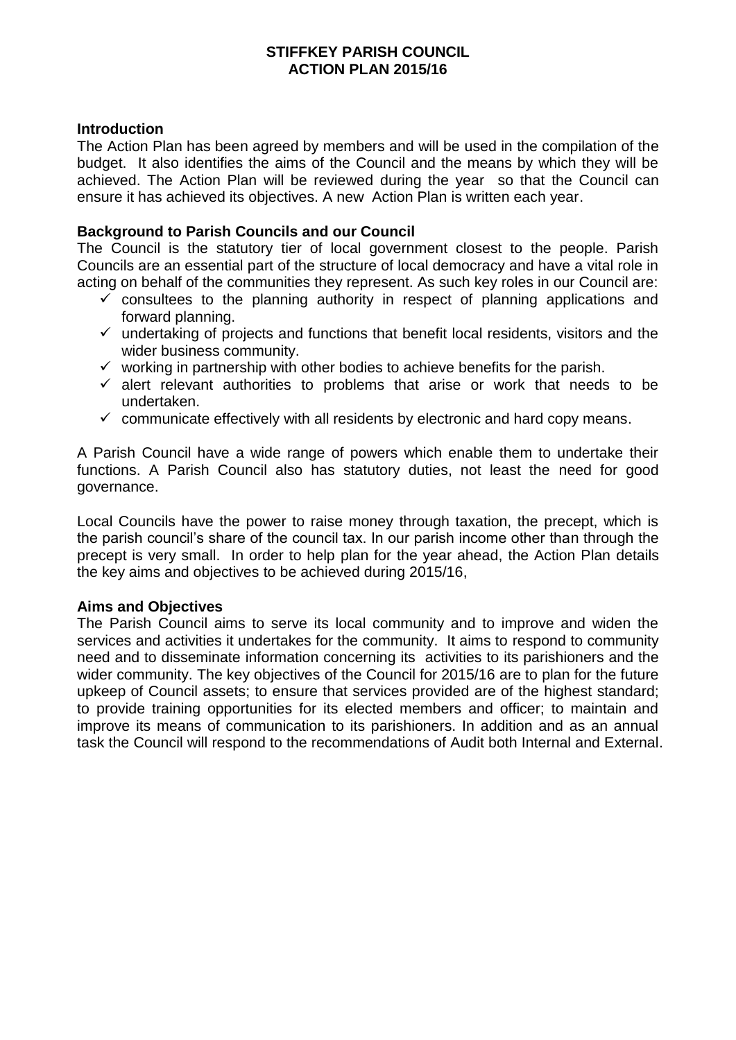# STIFFKEY PARISH COUNCIL
# ACTION PLAN 2015/16

## Introduction

The Action Plan has been agreed by members and will be used in the compilation of the budget. It also identifies the aims of the Council and the means by which they will be achieved. The Action Plan will be reviewed during the year so that the Council can ensure it has achieved its objectives. A new Action Plan is written each year.

## Background to Parish Councils and our Council

The Council is the statutory tier of local government closest to the people. Parish Councils are an essential part of the structure of local democracy and have a vital role in acting on behalf of the communities they represent. As such key roles in our Council are:

- ✓ consultees to the planning authority in respect of planning applications and forward planning.
- ✓ undertaking of projects and functions that benefit local residents, visitors and the wider business community.
- ✓ working in partnership with other bodies to achieve benefits for the parish.
- ✓ alert relevant authorities to problems that arise or work that needs to be undertaken.
- ✓ communicate effectively with all residents by electronic and hard copy means.

A Parish Council have a wide range of powers which enable them to undertake their functions. A Parish Council also has statutory duties, not least the need for good governance.

Local Councils have the power to raise money through taxation, the precept, which is the parish council's share of the council tax. In our parish income other than through the precept is very small. In order to help plan for the year ahead, the Action Plan details the key aims and objectives to be achieved during 2015/16,

## Aims and Objectives

The Parish Council aims to serve its local community and to improve and widen the services and activities it undertakes for the community. It aims to respond to community need and to disseminate information concerning its activities to its parishioners and the wider community. The key objectives of the Council for 2015/16 are to plan for the future upkeep of Council assets; to ensure that services provided are of the highest standard; to provide training opportunities for its elected members and officer; to maintain and improve its means of communication to its parishioners. In addition and as an annual task the Council will respond to the recommendations of Audit both Internal and External.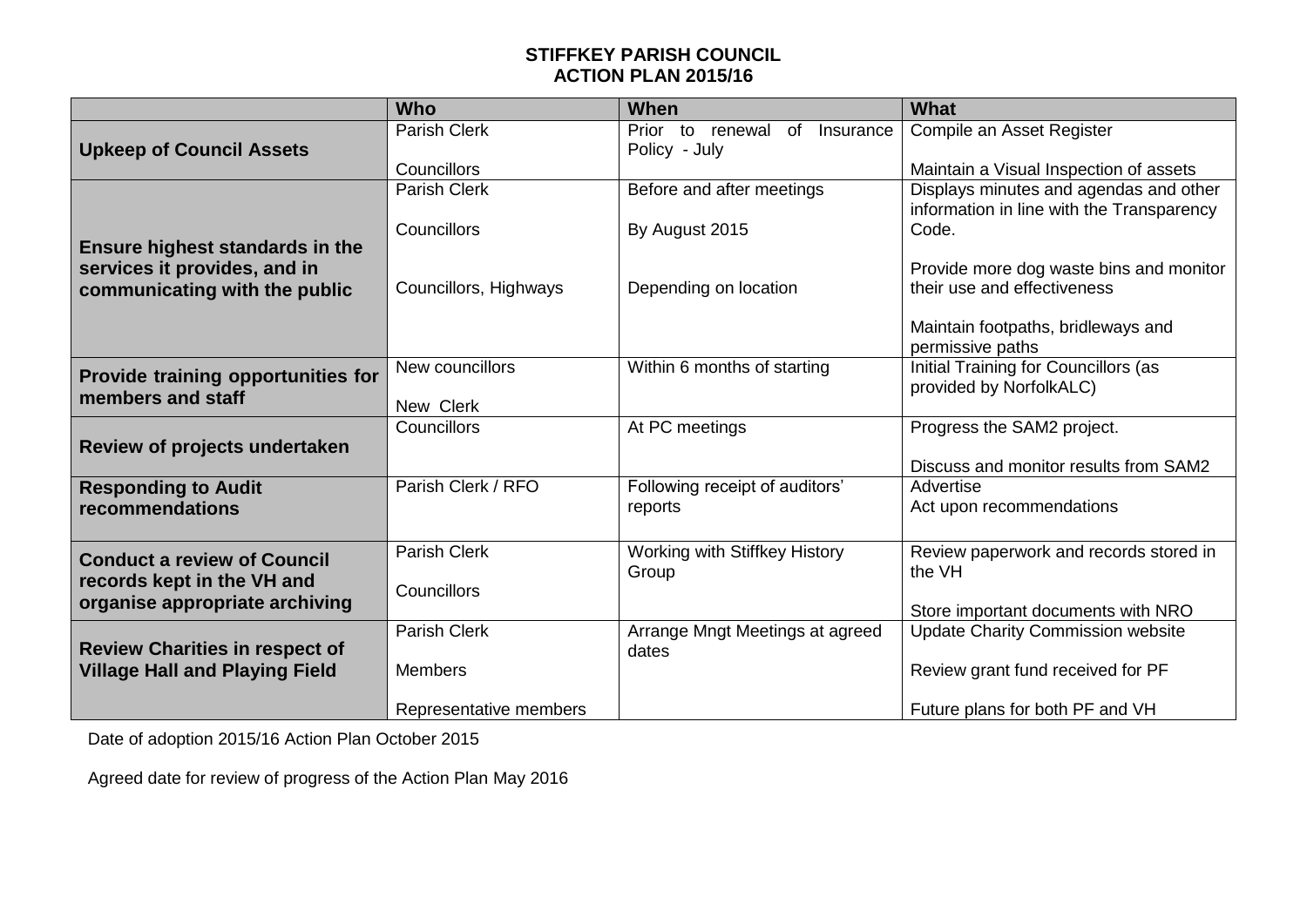**STIFFKEY PARISH COUNCIL**
**ACTION PLAN 2015/16**

| | Who | When | What |
|---|---|---|---|
| **Upkeep of Council Assets** | Parish Clerk<br><br>Councillors | Prior to renewal of Insurance Policy - July | Compile an Asset Register<br><br>Maintain a Visual Inspection of assets |
| **Ensure highest standards in the services it provides, and in communicating with the public** | Parish Clerk<br><br>Councillors<br><br>Councillors, Highways | Before and after meetings<br><br>By August 2015<br><br>Depending on location | Displays minutes and agendas and other information in line with the Transparency Code.<br><br>Provide more dog waste bins and monitor their use and effectiveness<br><br>Maintain footpaths, bridleways and permissive paths |
| **Provide training opportunities for members and staff** | New councillors<br><br>New Clerk | Within 6 months of starting | Initial Training for Councillors (as provided by NorfolkALC) |
| **Review of projects undertaken** | Councillors | At PC meetings | Progress the SAM2 project.<br><br>Discuss and monitor results from SAM2 |
| **Responding to Audit recommendations** | Parish Clerk / RFO | Following receipt of auditors' reports | Advertise<br>Act upon recommendations |
| **Conduct a review of Council records kept in the VH and organise appropriate archiving** | Parish Clerk<br><br>Councillors | Working with Stiffkey History Group | Review paperwork and records stored in the VH<br><br>Store important documents with NRO |
| **Review Charities in respect of Village Hall and Playing Field** | Parish Clerk<br><br>Members<br><br>Representative members | Arrange Mngt Meetings at agreed dates | Update Charity Commission website<br><br>Review grant fund received for PF<br><br>Future plans for both PF and VH |

Date of adoption 2015/16 Action Plan October 2015

Agreed date for review of progress of the Action Plan May 2016